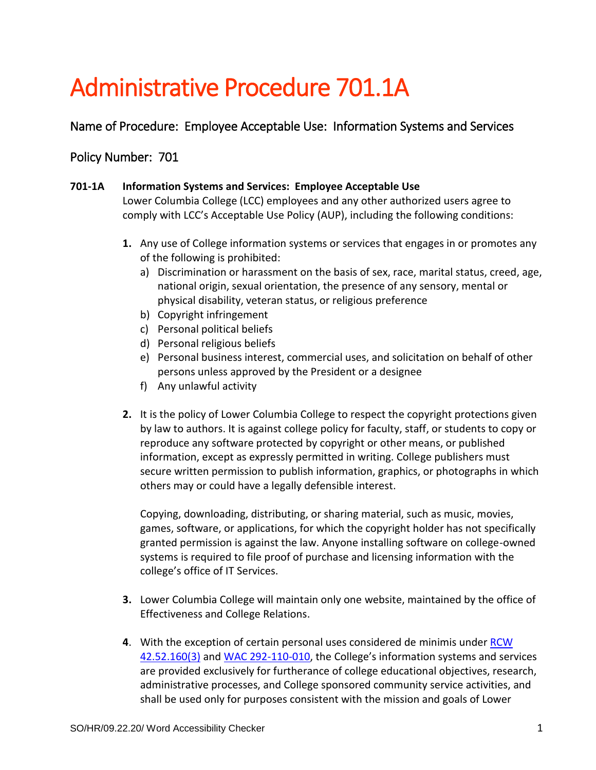# Administrative Procedure 701.1A

## Name of Procedure: Employee Acceptable Use: Information Systems and Services

## Policy Number: 701

**701-1A Information Systems and Services: Employee Acceptable Use**

Lower Columbia College (LCC) employees and any other authorized users agree to comply with LCC's Acceptable Use Policy (AUP), including the following conditions:

1. Any use of College information systems or services that engages in or promotes any of the following is prohibited:
   a) Discrimination or harassment on the basis of sex, race, marital status, creed, age, national origin, sexual orientation, the presence of any sensory, mental or physical disability, veteran status, or religious preference
   b) Copyright infringement
   c) Personal political beliefs
   d) Personal religious beliefs
   e) Personal business interest, commercial uses, and solicitation on behalf of other persons unless approved by the President or a designee
   f) Any unlawful activity

2. It is the policy of Lower Columbia College to respect the copyright protections given by law to authors. It is against college policy for faculty, staff, or students to copy or reproduce any software protected by copyright or other means, or published information, except as expressly permitted in writing. College publishers must secure written permission to publish information, graphics, or photographs in which others may or could have a legally defensible interest.

   Copying, downloading, distributing, or sharing material, such as music, movies, games, software, or applications, for which the copyright holder has not specifically granted permission is against the law. Anyone installing software on college-owned systems is required to file proof of purchase and licensing information with the college's office of IT Services.

3. Lower Columbia College will maintain only one website, maintained by the office of Effectiveness and College Relations.

4. With the exception of certain personal uses considered de minimis under RCW 42.52.160(3) and WAC 292-110-010, the College's information systems and services are provided exclusively for furtherance of college educational objectives, research, administrative processes, and College sponsored community service activities, and shall be used only for purposes consistent with the mission and goals of Lower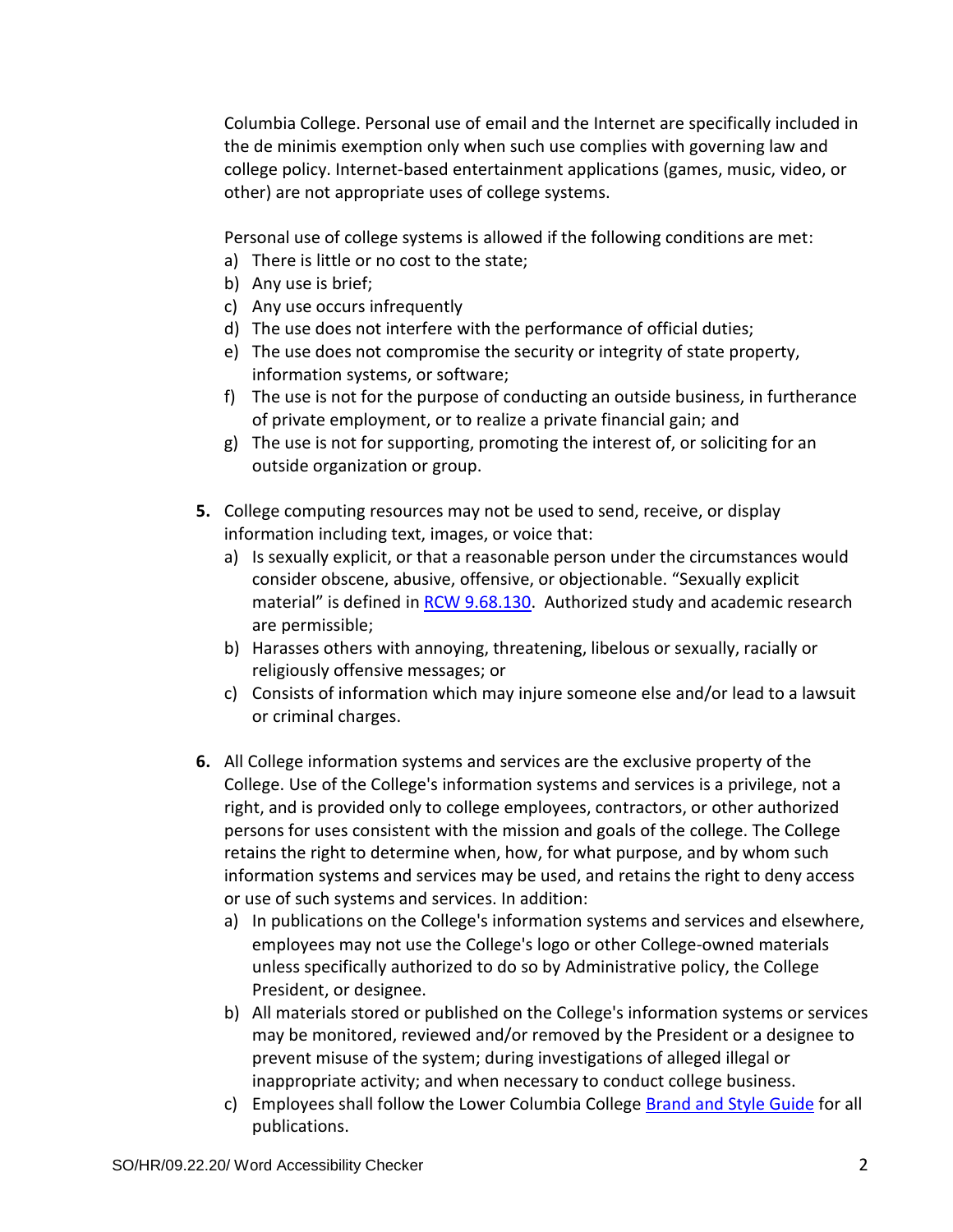Columbia College. Personal use of email and the Internet are specifically included in the de minimis exemption only when such use complies with governing law and college policy. Internet-based entertainment applications (games, music, video, or other) are not appropriate uses of college systems.

Personal use of college systems is allowed if the following conditions are met:

a) There is little or no cost to the state;
b) Any use is brief;
c) Any use occurs infrequently
d) The use does not interfere with the performance of official duties;
e) The use does not compromise the security or integrity of state property, information systems, or software;
f) The use is not for the purpose of conducting an outside business, in furtherance of private employment, or to realize a private financial gain; and
g) The use is not for supporting, promoting the interest of, or soliciting for an outside organization or group.

**5.** College computing resources may not be used to send, receive, or display information including text, images, or voice that:

a) Is sexually explicit, or that a reasonable person under the circumstances would consider obscene, abusive, offensive, or objectionable. "Sexually explicit material" is defined in [RCW 9.68.130](). Authorized study and academic research are permissible;
b) Harasses others with annoying, threatening, libelous or sexually, racially or religiously offensive messages; or
c) Consists of information which may injure someone else and/or lead to a lawsuit or criminal charges.

**6.** All College information systems and services are the exclusive property of the College. Use of the College's information systems and services is a privilege, not a right, and is provided only to college employees, contractors, or other authorized persons for uses consistent with the mission and goals of the college. The College retains the right to determine when, how, for what purpose, and by whom such information systems and services may be used, and retains the right to deny access or use of such systems and services. In addition:

a) In publications on the College's information systems and services and elsewhere, employees may not use the College's logo or other College-owned materials unless specifically authorized to do so by Administrative policy, the College President, or designee.
b) All materials stored or published on the College's information systems or services may be monitored, reviewed and/or removed by the President or a designee to prevent misuse of the system; during investigations of alleged illegal or inappropriate activity; and when necessary to conduct college business.
c) Employees shall follow the Lower Columbia College [Brand and Style Guide]() for all publications.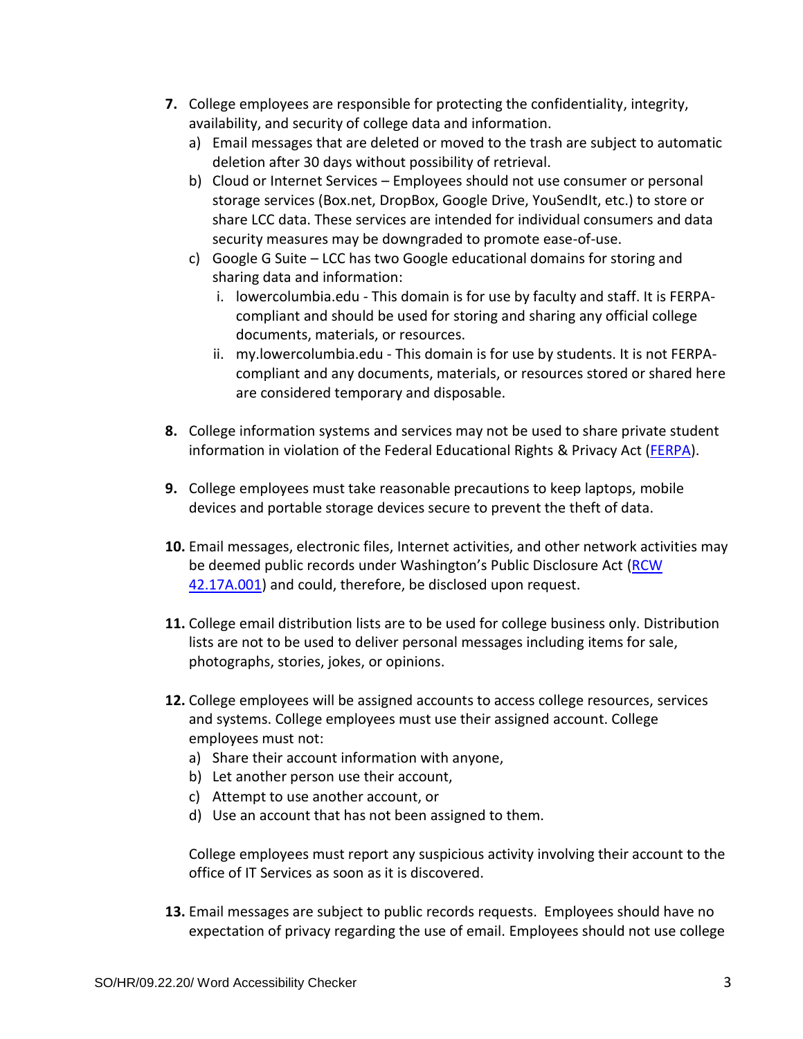7. College employees are responsible for protecting the confidentiality, integrity, availability, and security of college data and information.
   a) Email messages that are deleted or moved to the trash are subject to automatic deletion after 30 days without possibility of retrieval.
   b) Cloud or Internet Services – Employees should not use consumer or personal storage services (Box.net, DropBox, Google Drive, YouSendIt, etc.) to store or share LCC data. These services are intended for individual consumers and data security measures may be downgraded to promote ease-of-use.
   c) Google G Suite – LCC has two Google educational domains for storing and sharing data and information:
      i. lowercolumbia.edu - This domain is for use by faculty and staff. It is FERPA-compliant and should be used for storing and sharing any official college documents, materials, or resources.
      ii. my.lowercolumbia.edu - This domain is for use by students. It is not FERPA-compliant and any documents, materials, or resources stored or shared here are considered temporary and disposable.

8. College information systems and services may not be used to share private student information in violation of the Federal Educational Rights & Privacy Act (FERPA).

9. College employees must take reasonable precautions to keep laptops, mobile devices and portable storage devices secure to prevent the theft of data.

10. Email messages, electronic files, Internet activities, and other network activities may be deemed public records under Washington's Public Disclosure Act (RCW 42.17A.001) and could, therefore, be disclosed upon request.

11. College email distribution lists are to be used for college business only. Distribution lists are not to be used to deliver personal messages including items for sale, photographs, stories, jokes, or opinions.

12. College employees will be assigned accounts to access college resources, services and systems. College employees must use their assigned account. College employees must not:
    a) Share their account information with anyone,
    b) Let another person use their account,
    c) Attempt to use another account, or
    d) Use an account that has not been assigned to them.

    College employees must report any suspicious activity involving their account to the office of IT Services as soon as it is discovered.

13. Email messages are subject to public records requests. Employees should have no expectation of privacy regarding the use of email. Employees should not use college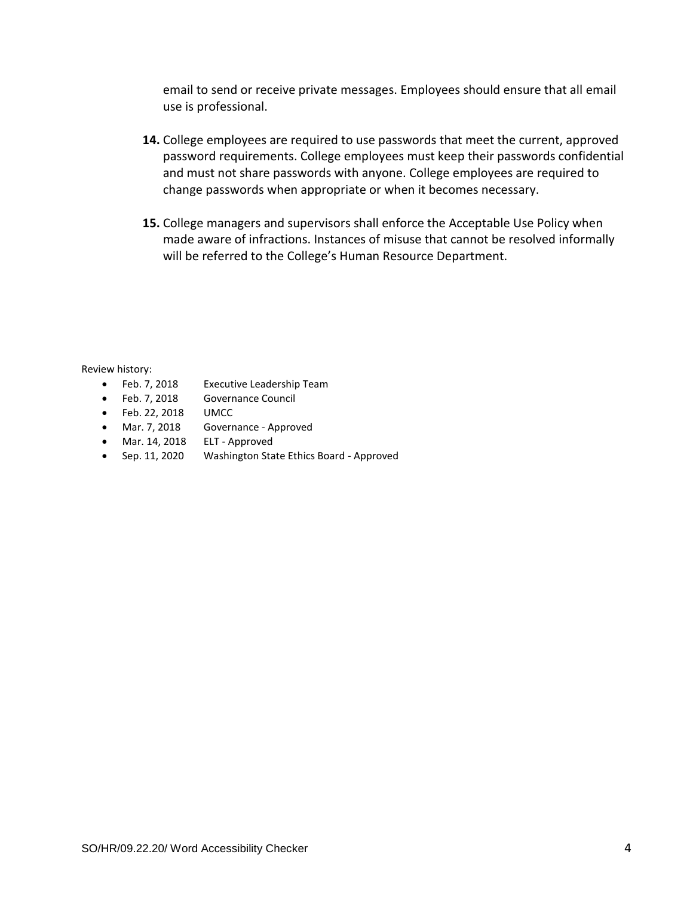email to send or receive private messages. Employees should ensure that all email use is professional.

**14.** College employees are required to use passwords that meet the current, approved password requirements. College employees must keep their passwords confidential and must not share passwords with anyone. College employees are required to change passwords when appropriate or when it becomes necessary.

**15.** College managers and supervisors shall enforce the Acceptable Use Policy when made aware of infractions. Instances of misuse that cannot be resolved informally will be referred to the College's Human Resource Department.

Review history:

- Feb. 7, 2018 Executive Leadership Team
- Feb. 7, 2018 Governance Council
- Feb. 22, 2018 UMCC
- Mar. 7, 2018 Governance - Approved
- Mar. 14, 2018 ELT - Approved
- Sep. 11, 2020 Washington State Ethics Board - Approved